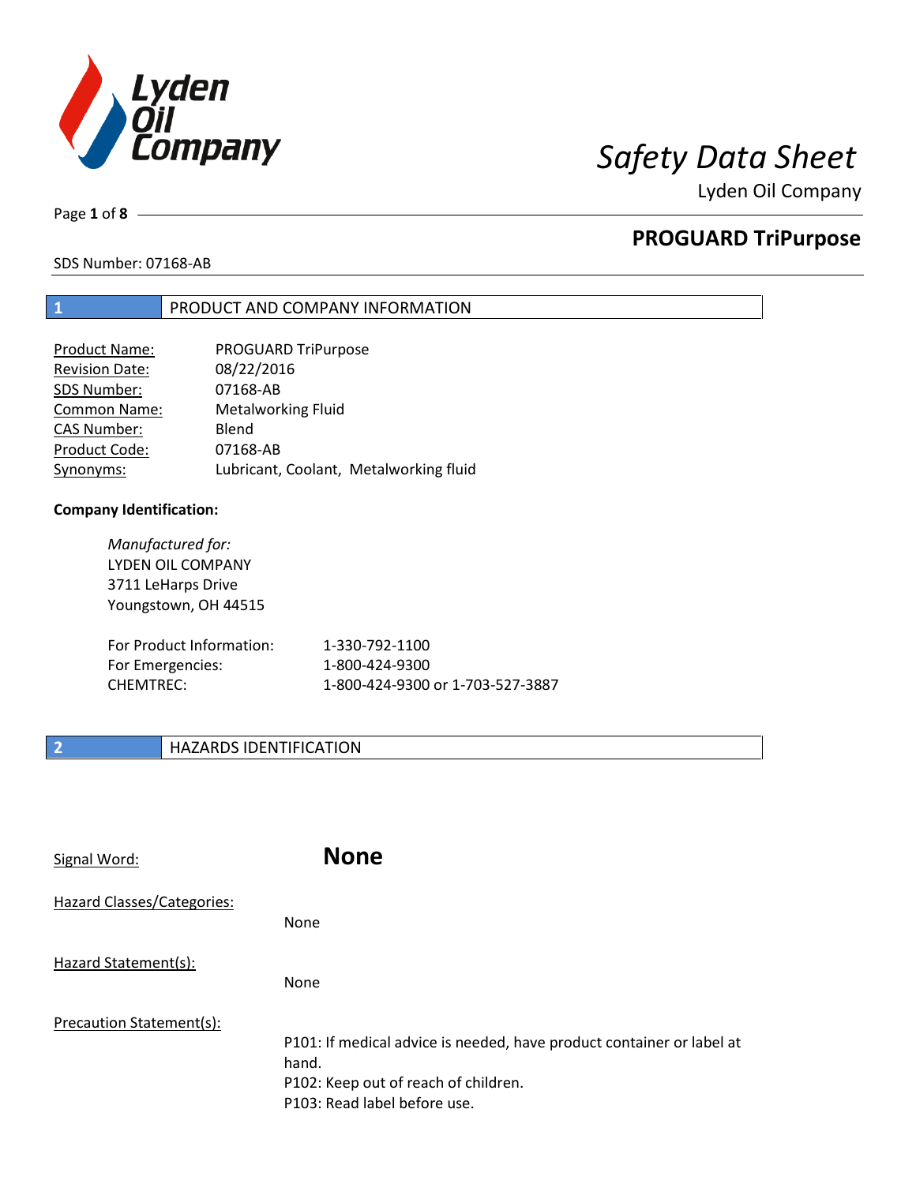# Safety Data Sheet

Lyden Oil Company

## PROGUARD TriPurpose

SDS Number: 07168-AB

## 1 PRODUCT AND COMPANY INFORMATION

| | |
|---|---|
| Product Name: | PROGUARD TriPurpose |
| Revision Date: | 08/22/2016 |
| SDS Number: | 07168-AB |
| Common Name: | Metalworking Fluid |
| CAS Number: | Blend |
| Product Code: | 07168-AB |
| Synonyms: | Lubricant, Coolant, Metalworking fluid |

**Company Identification:**

*Manufactured for:*
LYDEN OIL COMPANY
3711 LeHarps Drive
Youngstown, OH 44515

| | |
|---|---|
| For Product Information: | 1-330-792-1100 |
| For Emergencies: | 1-800-424-9300 |
| CHEMTREC: | 1-800-424-9300 or 1-703-527-3887 |

## 2 HAZARDS IDENTIFICATION

Signal Word: **None**

Hazard Classes/Categories:

None

Hazard Statement(s):

None

Precaution Statement(s):

P101: If medical advice is needed, have product container or label at hand.
P102: Keep out of reach of children.
P103: Read label before use.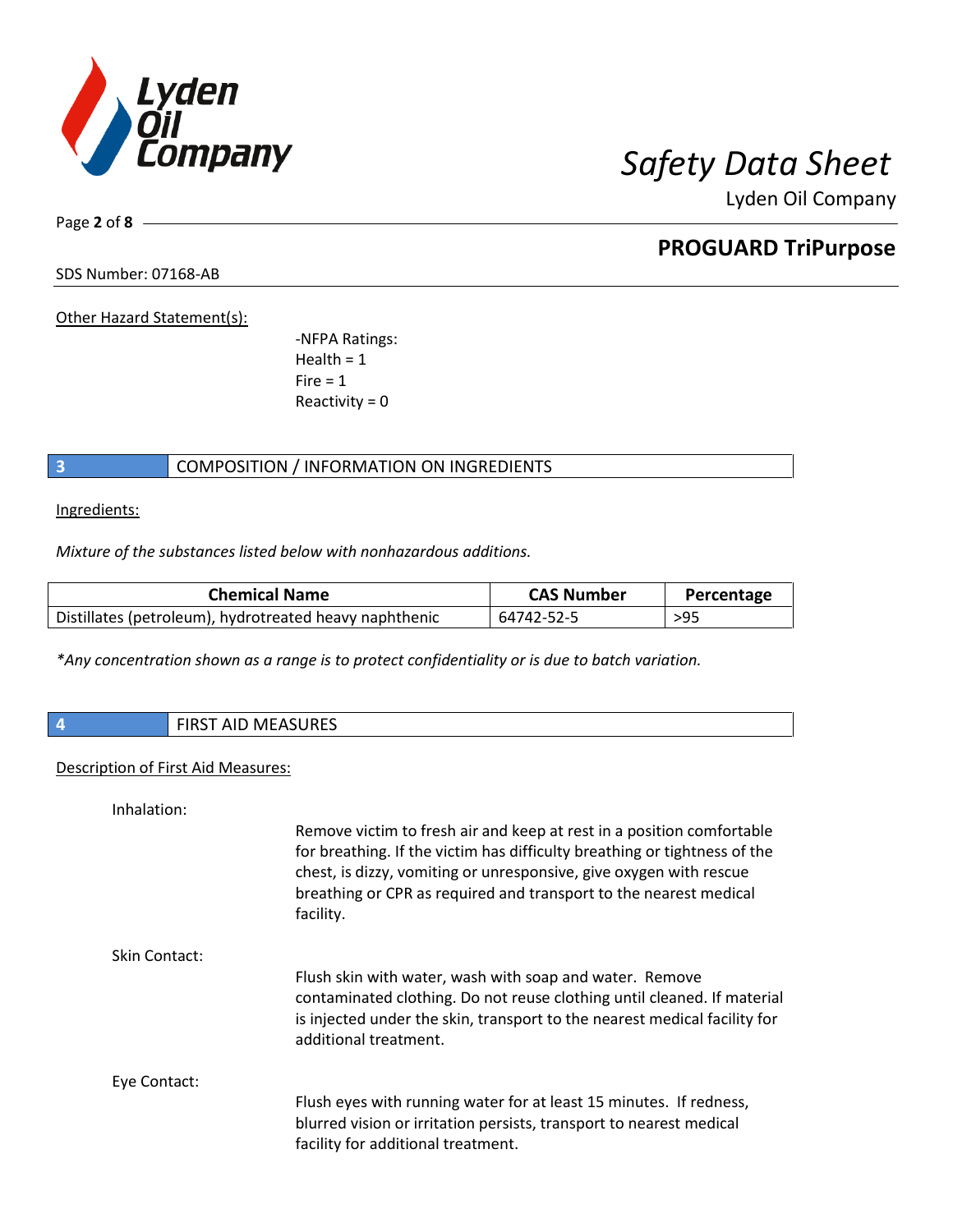Other Hazard Statement(s):

-NFPA Ratings:
Health = 1
Fire = 1
Reactivity = 0

## 3 COMPOSITION / INFORMATION ON INGREDIENTS

Ingredients:

*Mixture of the substances listed below with nonhazardous additions.*

| Chemical Name | CAS Number | Percentage |
|---|---|---|
| Distillates (petroleum), hydrotreated heavy naphthenic | 64742-52-5 | >95 |

*\*Any concentration shown as a range is to protect confidentiality or is due to batch variation.*

## 4 FIRST AID MEASURES

Description of First Aid Measures:

Inhalation:

Remove victim to fresh air and keep at rest in a position comfortable for breathing. If the victim has difficulty breathing or tightness of the chest, is dizzy, vomiting or unresponsive, give oxygen with rescue breathing or CPR as required and transport to the nearest medical facility.

Skin Contact:

Flush skin with water, wash with soap and water. Remove contaminated clothing. Do not reuse clothing until cleaned. If material is injected under the skin, transport to the nearest medical facility for additional treatment.

Eye Contact:

Flush eyes with running water for at least 15 minutes. If redness, blurred vision or irritation persists, transport to nearest medical facility for additional treatment.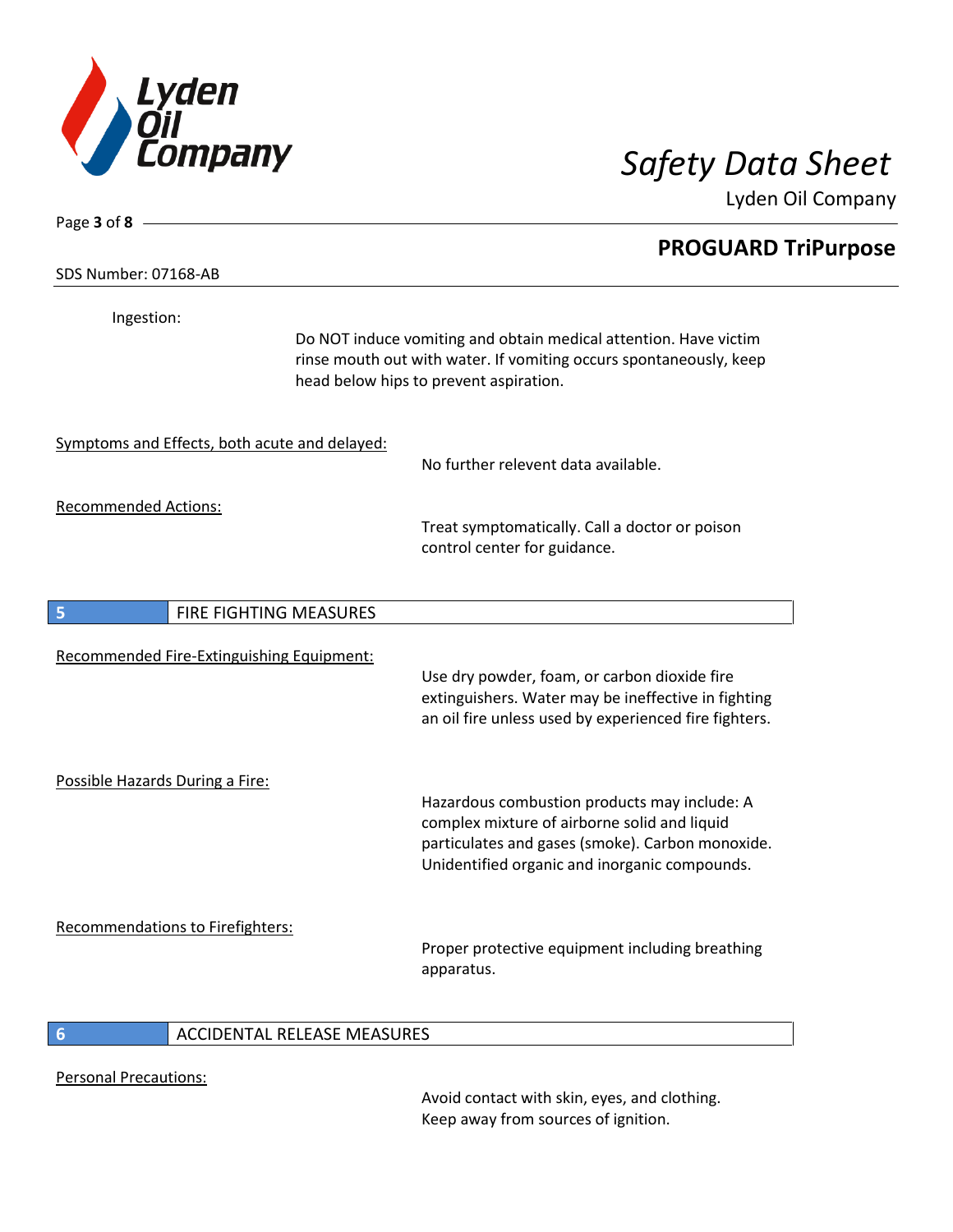Ingestion:

Do NOT induce vomiting and obtain medical attention. Have victim rinse mouth out with water. If vomiting occurs spontaneously, keep head below hips to prevent aspiration.

Symptoms and Effects, both acute and delayed:

No further relevent data available.

Recommended Actions:

Treat symptomatically. Call a doctor or poison control center for guidance.

## 5 FIRE FIGHTING MEASURES

Recommended Fire-Extinguishing Equipment:

Use dry powder, foam, or carbon dioxide fire extinguishers. Water may be ineffective in fighting an oil fire unless used by experienced fire fighters.

Possible Hazards During a Fire:

Hazardous combustion products may include: A complex mixture of airborne solid and liquid particulates and gases (smoke). Carbon monoxide. Unidentified organic and inorganic compounds.

Recommendations to Firefighters:

Proper protective equipment including breathing apparatus.

## 6 ACCIDENTAL RELEASE MEASURES

Personal Precautions:

Avoid contact with skin, eyes, and clothing. Keep away from sources of ignition.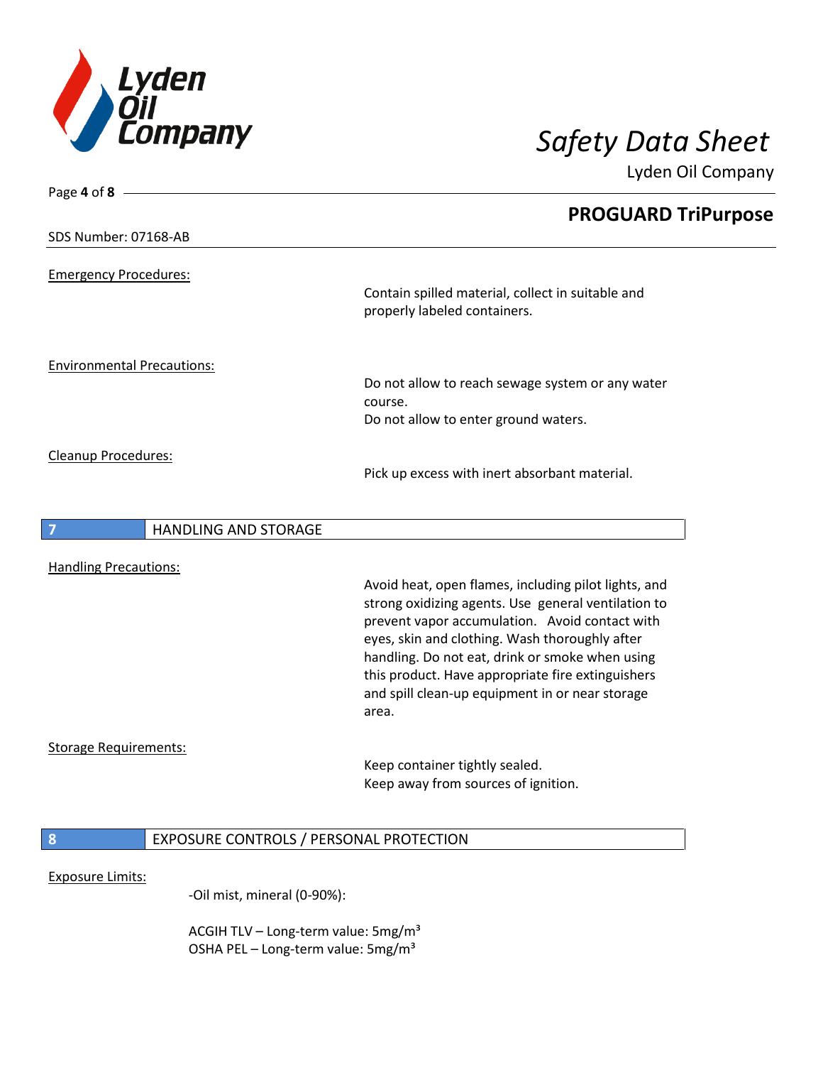Emergency Procedures:

Contain spilled material, collect in suitable and properly labeled containers.

Environmental Precautions:

Do not allow to reach sewage system or any water course.
Do not allow to enter ground waters.

Cleanup Procedures:

Pick up excess with inert absorbant material.

## 7 HANDLING AND STORAGE

Handling Precautions:

Avoid heat, open flames, including pilot lights, and strong oxidizing agents. Use general ventilation to prevent vapor accumulation. Avoid contact with eyes, skin and clothing. Wash thoroughly after handling. Do not eat, drink or smoke when using this product. Have appropriate fire extinguishers and spill clean-up equipment in or near storage area.

Storage Requirements:

Keep container tightly sealed.
Keep away from sources of ignition.

## 8 EXPOSURE CONTROLS / PERSONAL PROTECTION

Exposure Limits:

-Oil mist, mineral (0-90%):

ACGIH TLV – Long-term value: 5mg/m$^3$
OSHA PEL – Long-term value: 5mg/m$^3$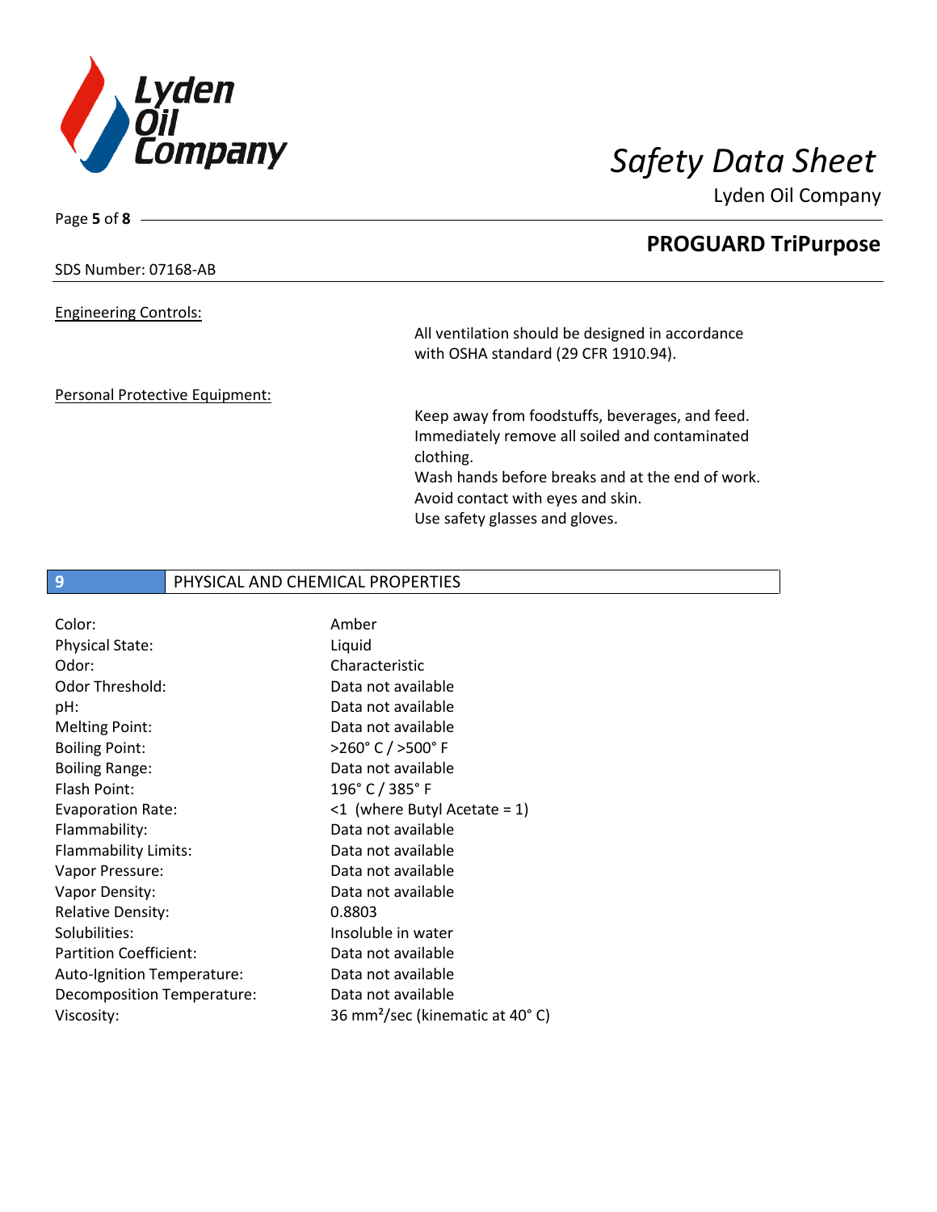Engineering Controls:

All ventilation should be designed in accordance with OSHA standard (29 CFR 1910.94).

Personal Protective Equipment:

Keep away from foodstuffs, beverages, and feed.
Immediately remove all soiled and contaminated clothing.
Wash hands before breaks and at the end of work.
Avoid contact with eyes and skin.
Use safety glasses and gloves.

## 9 PHYSICAL AND CHEMICAL PROPERTIES

| Property | Value |
|---|---|
| Color: | Amber |
| Physical State: | Liquid |
| Odor: | Characteristic |
| Odor Threshold: | Data not available |
| pH: | Data not available |
| Melting Point: | Data not available |
| Boiling Point: | >260° C / >500° F |
| Boiling Range: | Data not available |
| Flash Point: | 196° C / 385° F |
| Evaporation Rate: | <1 (where Butyl Acetate = 1) |
| Flammability: | Data not available |
| Flammability Limits: | Data not available |
| Vapor Pressure: | Data not available |
| Vapor Density: | Data not available |
| Relative Density: | 0.8803 |
| Solubilities: | Insoluble in water |
| Partition Coefficient: | Data not available |
| Auto-Ignition Temperature: | Data not available |
| Decomposition Temperature: | Data not available |
| Viscosity: | 36 $mm^2$/sec (kinematic at 40° C) |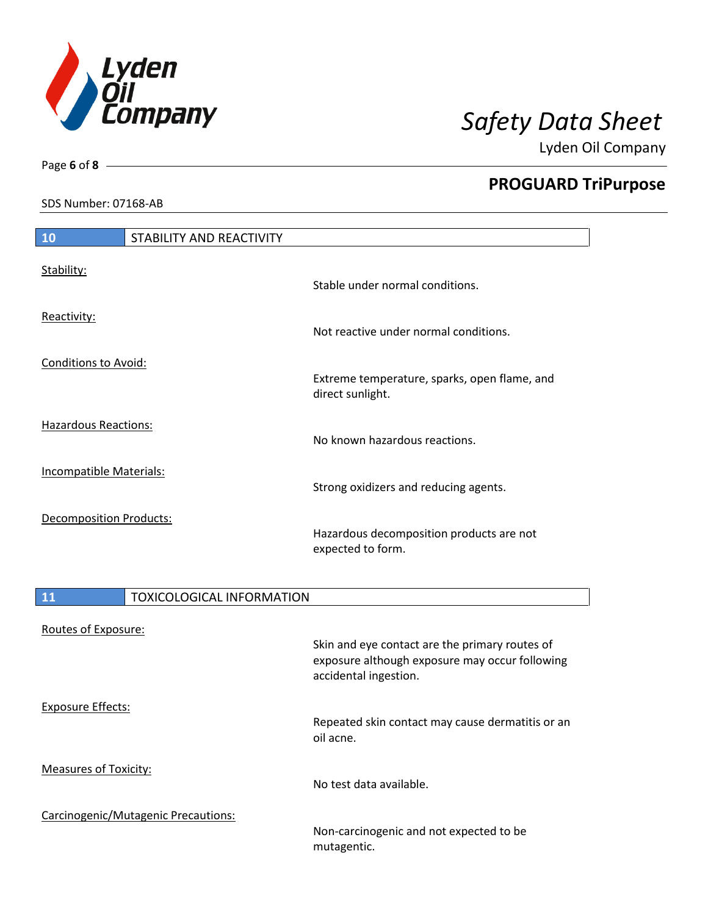## 10 STABILITY AND REACTIVITY

Stability:

Stable under normal conditions.

Reactivity:

Not reactive under normal conditions.

Conditions to Avoid:

Extreme temperature, sparks, open flame, and direct sunlight.

Hazardous Reactions:

No known hazardous reactions.

Incompatible Materials:

Strong oxidizers and reducing agents.

Decomposition Products:

Hazardous decomposition products are not expected to form.

## 11 TOXICOLOGICAL INFORMATION

Routes of Exposure:

Skin and eye contact are the primary routes of exposure although exposure may occur following accidental ingestion.

Exposure Effects:

Repeated skin contact may cause dermatitis or an oil acne.

Measures of Toxicity:

No test data available.

Carcinogenic/Mutagenic Precautions:

Non-carcinogenic and not expected to be mutagentic.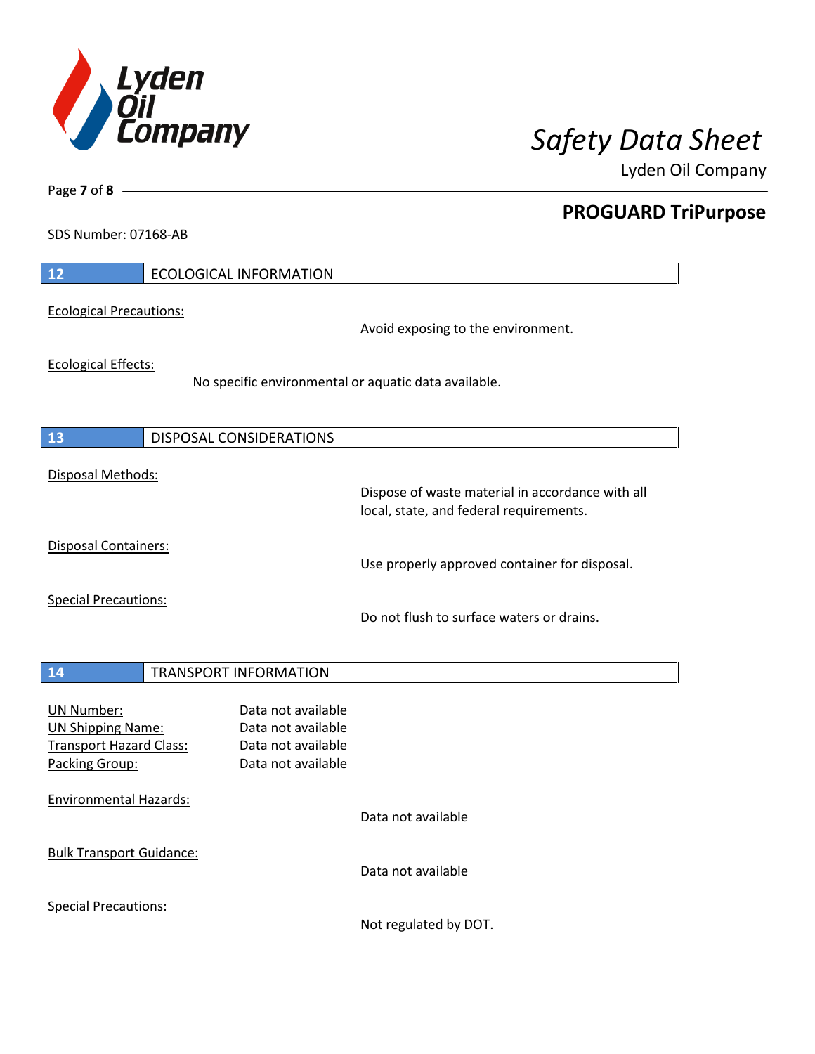SDS Number: 07168-AB

## 12 ECOLOGICAL INFORMATION

Ecological Precautions:

Avoid exposing to the environment.

Ecological Effects:

No specific environmental or aquatic data available.

## 13 DISPOSAL CONSIDERATIONS

Disposal Methods:

Dispose of waste material in accordance with all local, state, and federal requirements.

Disposal Containers:

Use properly approved container for disposal.

Special Precautions:

Do not flush to surface waters or drains.

## 14 TRANSPORT INFORMATION

UN Number: Data not available
UN Shipping Name: Data not available
Transport Hazard Class: Data not available
Packing Group: Data not available

Environmental Hazards:

Data not available

Bulk Transport Guidance:

Data not available

Special Precautions:

Not regulated by DOT.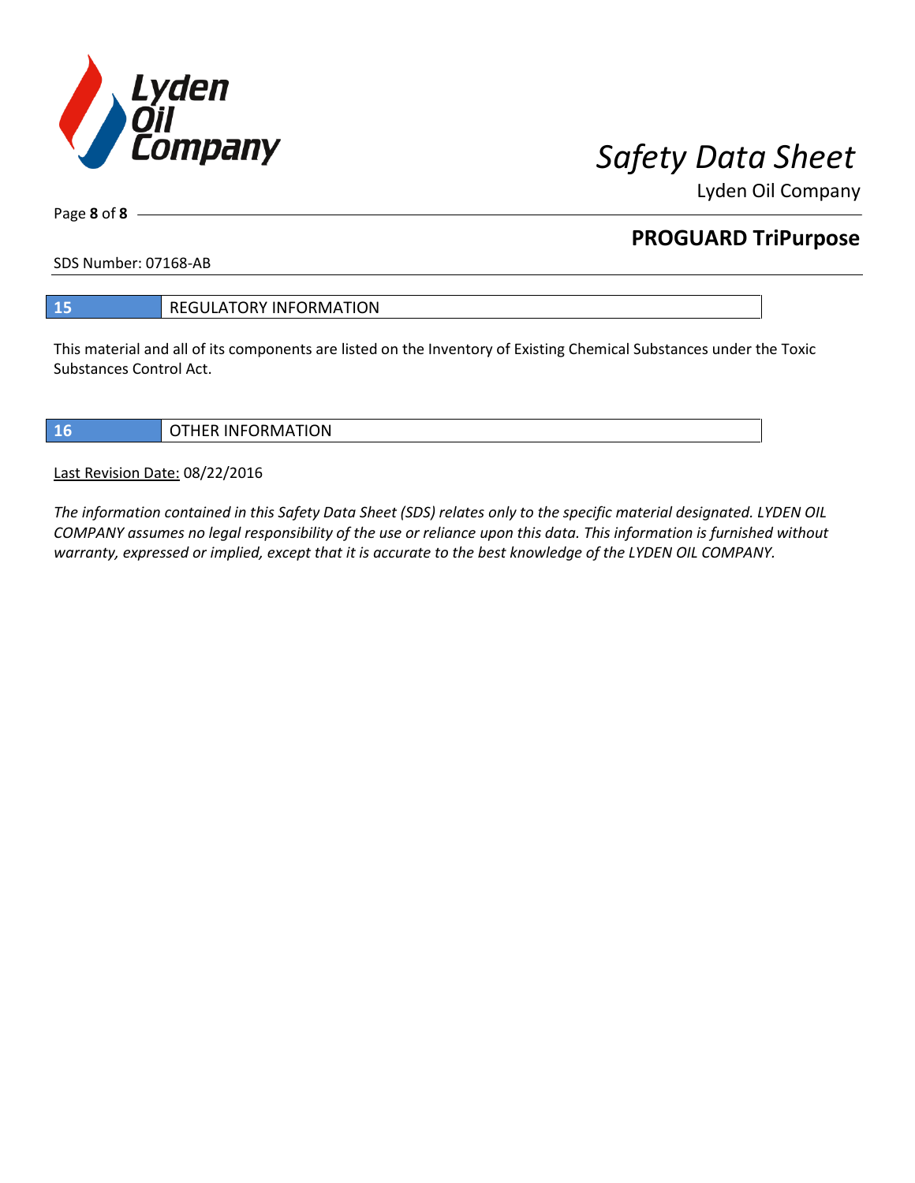## 15 REGULATORY INFORMATION

This material and all of its components are listed on the Inventory of Existing Chemical Substances under the Toxic Substances Control Act.

## 16 OTHER INFORMATION

Last Revision Date: 08/22/2016

*The information contained in this Safety Data Sheet (SDS) relates only to the specific material designated. LYDEN OIL COMPANY assumes no legal responsibility of the use or reliance upon this data. This information is furnished without warranty, expressed or implied, except that it is accurate to the best knowledge of the LYDEN OIL COMPANY.*